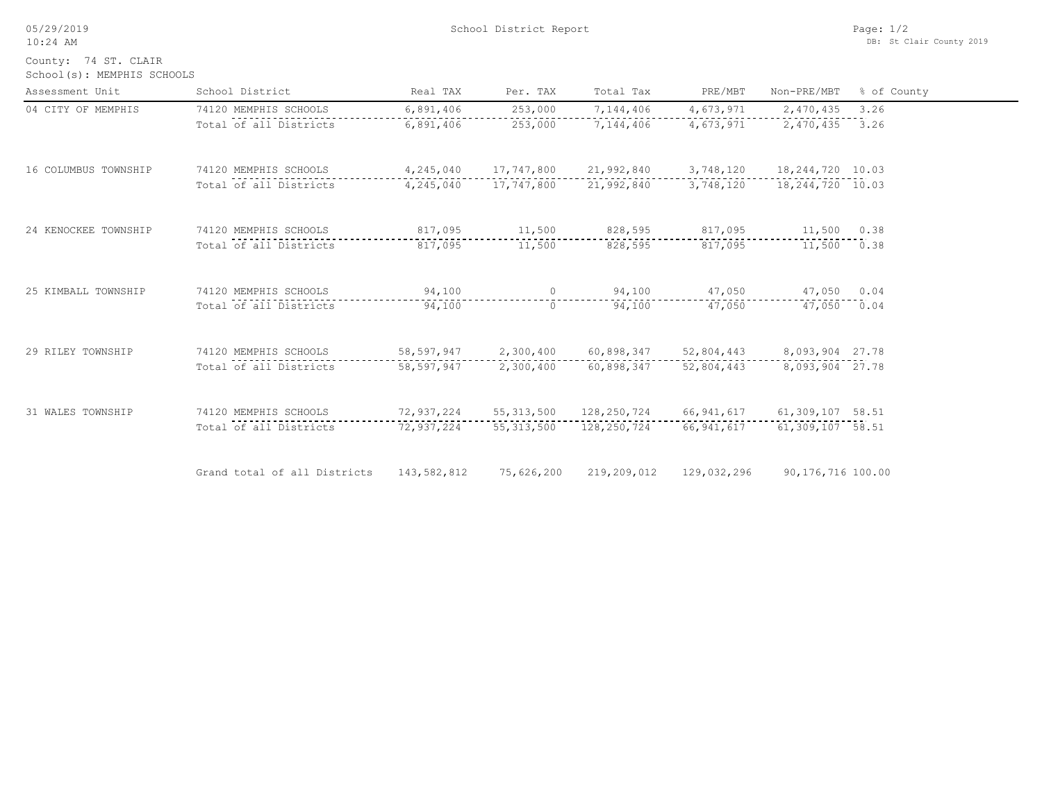05/29/2019
10:24 AM

# School District Report

DB: St Clair County 2019

County: 74 ST. CLAIR
School(s): MEMPHIS SCHOOLS

| Assessment Unit | School District | Real TAX | Per. TAX | Total Tax | PRE/MBT | Non-PRE/MBT | % of County |
|---|---|---|---|---|---|---|---|
| 04 CITY OF MEMPHIS | 74120 MEMPHIS SCHOOLS | 6,891,406 | 253,000 | 7,144,406 | 4,673,971 | 2,470,435 | 3.26 |
| | Total of all Districts | 6,891,406 | 253,000 | 7,144,406 | 4,673,971 | 2,470,435 | 3.26 |
| 16 COLUMBUS TOWNSHIP | 74120 MEMPHIS SCHOOLS | 4,245,040 | 17,747,800 | 21,992,840 | 3,748,120 | 18,244,720 | 10.03 |
| | Total of all Districts | 4,245,040 | 17,747,800 | 21,992,840 | 3,748,120 | 18,244,720 | 10.03 |
| 24 KENOCKEE TOWNSHIP | 74120 MEMPHIS SCHOOLS | 817,095 | 11,500 | 828,595 | 817,095 | 11,500 | 0.38 |
| | Total of all Districts | 817,095 | 11,500 | 828,595 | 817,095 | 11,500 | 0.38 |
| 25 KIMBALL TOWNSHIP | 74120 MEMPHIS SCHOOLS | 94,100 | 0 | 94,100 | 47,050 | 47,050 | 0.04 |
| | Total of all Districts | 94,100 | 0 | 94,100 | 47,050 | 47,050 | 0.04 |
| 29 RILEY TOWNSHIP | 74120 MEMPHIS SCHOOLS | 58,597,947 | 2,300,400 | 60,898,347 | 52,804,443 | 8,093,904 | 27.78 |
| | Total of all Districts | 58,597,947 | 2,300,400 | 60,898,347 | 52,804,443 | 8,093,904 | 27.78 |
| 31 WALES TOWNSHIP | 74120 MEMPHIS SCHOOLS | 72,937,224 | 55,313,500 | 128,250,724 | 66,941,617 | 61,309,107 | 58.51 |
| | Total of all Districts | 72,937,224 | 55,313,500 | 128,250,724 | 66,941,617 | 61,309,107 | 58.51 |
| | Grand total of all Districts | 143,582,812 | 75,626,200 | 219,209,012 | 129,032,296 | 90,176,716 | 100.00 |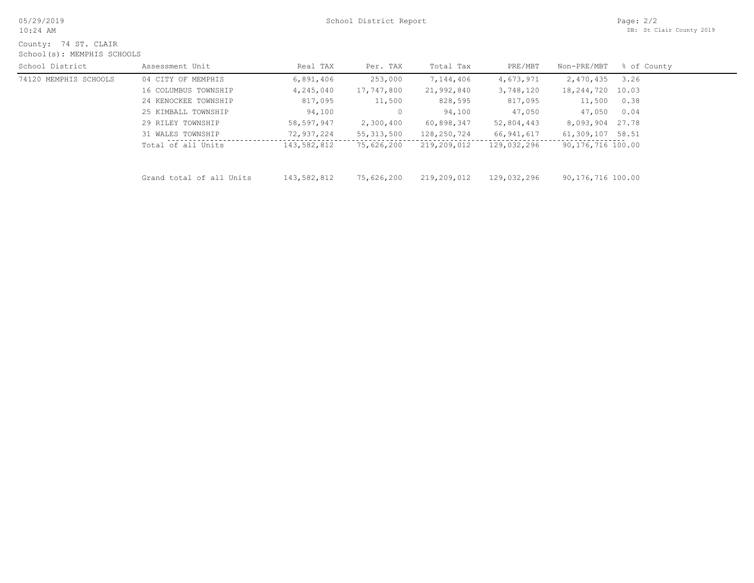05/29/2019
10:24 AM

School District Report

DB: St Clair County 2019

County: 74 ST. CLAIR
School(s): MEMPHIS SCHOOLS

| School District | Assessment Unit | Real TAX | Per. TAX | Total Tax | PRE/MBT | Non-PRE/MBT | % of County |
|---|---|---|---|---|---|---|---|
| 74120 MEMPHIS SCHOOLS | 04 CITY OF MEMPHIS | 6,891,406 | 253,000 | 7,144,406 | 4,673,971 | 2,470,435 | 3.26 |
| | 16 COLUMBUS TOWNSHIP | 4,245,040 | 17,747,800 | 21,992,840 | 3,748,120 | 18,244,720 | 10.03 |
| | 24 KENOCKEE TOWNSHIP | 817,095 | 11,500 | 828,595 | 817,095 | 11,500 | 0.38 |
| | 25 KIMBALL TOWNSHIP | 94,100 | 0 | 94,100 | 47,050 | 47,050 | 0.04 |
| | 29 RILEY TOWNSHIP | 58,597,947 | 2,300,400 | 60,898,347 | 52,804,443 | 8,093,904 | 27.78 |
| | 31 WALES TOWNSHIP | 72,937,224 | 55,313,500 | 128,250,724 | 66,941,617 | 61,309,107 | 58.51 |
| | Total of all Units | 143,582,812 | 75,626,200 | 219,209,012 | 129,032,296 | 90,176,716 | 100.00 |
| | Grand total of all Units | 143,582,812 | 75,626,200 | 219,209,012 | 129,032,296 | 90,176,716 | 100.00 |